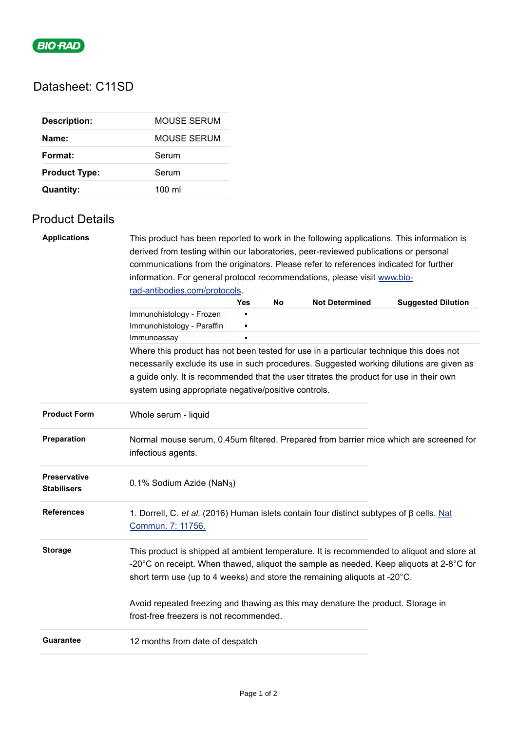BIO-RAD

# Datasheet: C11SD

| | |
|---|---|
| **Description:** | MOUSE SERUM |
| **Name:** | MOUSE SERUM |
| **Format:** | Serum |
| **Product Type:** | Serum |
| **Quantity:** | 100 ml |

## Product Details

**Applications**

This product has been reported to work in the following applications. This information is derived from testing within our laboratories, peer-reviewed publications or personal communications from the originators. Please refer to references indicated for further information. For general protocol recommendations, please visit [www.bio-rad-antibodies.com/protocols](www.bio-rad-antibodies.com/protocols).

| | Yes | No | Not Determined | Suggested Dilution |
|---|---|---|---|---|
| Immunohistology - Frozen | ▪ | | | |
| Immunohistology - Paraffin | ▪ | | | |
| Immunoassay | ▪ | | | |

Where this product has not been tested for use in a particular technique this does not necessarily exclude its use in such procedures. Suggested working dilutions are given as a guide only. It is recommended that the user titrates the product for use in their own system using appropriate negative/positive controls.

**Product Form**

Whole serum - liquid

**Preparation**

Normal mouse serum, 0.45um filtered. Prepared from barrier mice which are screened for infectious agents.

**Preservative Stabilisers**

0.1% Sodium Azide ($NaN_3$)

**References**

1. Dorrell, C. *et al.* (2016) Human islets contain four distinct subtypes of β cells. Nat Commun. 7: 11756.

**Storage**

This product is shipped at ambient temperature. It is recommended to aliquot and store at -20°C on receipt. When thawed, aliquot the sample as needed. Keep aliquots at 2-8°C for short term use (up to 4 weeks) and store the remaining aliquots at -20°C.

Avoid repeated freezing and thawing as this may denature the product. Storage in frost-free freezers is not recommended.

**Guarantee**

12 months from date of despatch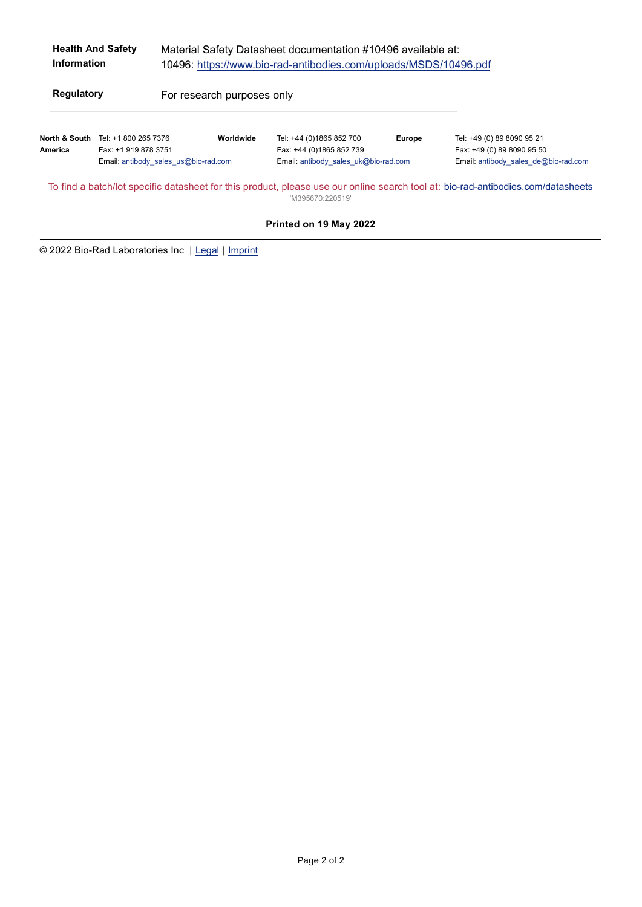| | |
|---|---|
| **Health And Safety Information** | Material Safety Datasheet documentation #10496 available at:<br>10496: https://www.bio-rad-antibodies.com/uploads/MSDS/10496.pdf |
| **Regulatory** | For research purposes only |

| | | | | | |
|---|---|---|---|---|---|
| **North & South America** | Tel: +1 800 265 7376<br>Fax: +1 919 878 3751<br>Email: antibody_sales_us@bio-rad.com | **Worldwide** | Tel: +44 (0)1865 852 700<br>Fax: +44 (0)1865 852 739<br>Email: antibody_sales_uk@bio-rad.com | **Europe** | Tel: +49 (0) 89 8090 95 21<br>Fax: +49 (0) 89 8090 95 50<br>Email: antibody_sales_de@bio-rad.com |

To find a batch/lot specific datasheet for this product, please use our online search tool at: bio-rad-antibodies.com/datasheets

'M395670:220519'

**Printed on 19 May 2022**

© 2022 Bio-Rad Laboratories Inc | Legal | Imprint